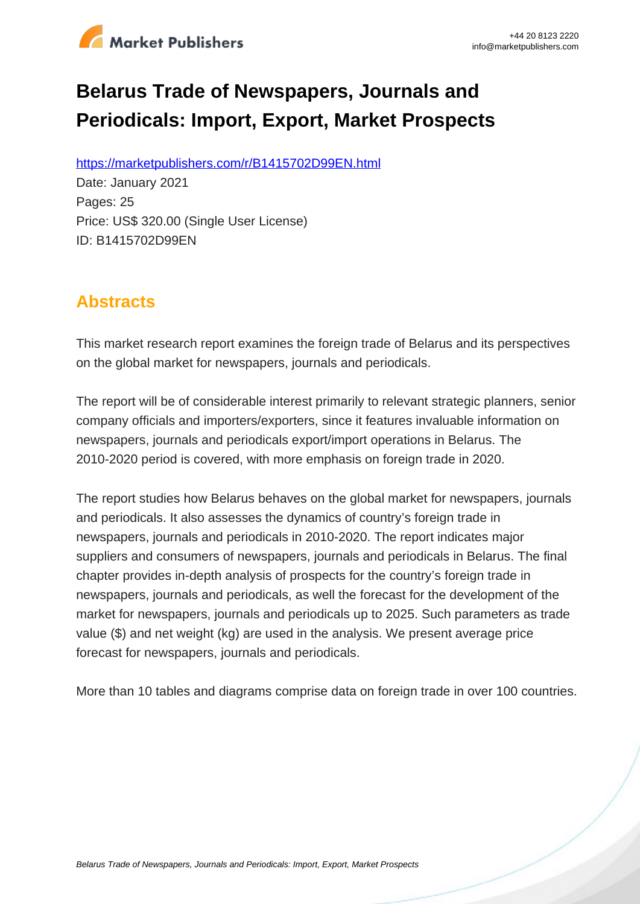# Belarus Trade of Newspapers, Journals and Periodicals: Import, Export, Market Prospects

https://marketpublishers.com/r/B1415702D99EN.html

Date: January 2021

Pages: 25

Price: US$ 320.00 (Single User License)

ID: B1415702D99EN

## Abstracts

This market research report examines the foreign trade of Belarus and its perspectives on the global market for newspapers, journals and periodicals.

The report will be of considerable interest primarily to relevant strategic planners, senior company officials and importers/exporters, since it features invaluable information on newspapers, journals and periodicals export/import operations in Belarus. The 2010-2020 period is covered, with more emphasis on foreign trade in 2020.

The report studies how Belarus behaves on the global market for newspapers, journals and periodicals. It also assesses the dynamics of country's foreign trade in newspapers, journals and periodicals in 2010-2020. The report indicates major suppliers and consumers of newspapers, journals and periodicals in Belarus. The final chapter provides in-depth analysis of prospects for the country's foreign trade in newspapers, journals and periodicals, as well the forecast for the development of the market for newspapers, journals and periodicals up to 2025. Such parameters as trade value ($) and net weight (kg) are used in the analysis. We present average price forecast for newspapers, journals and periodicals.

More than 10 tables and diagrams comprise data on foreign trade in over 100 countries.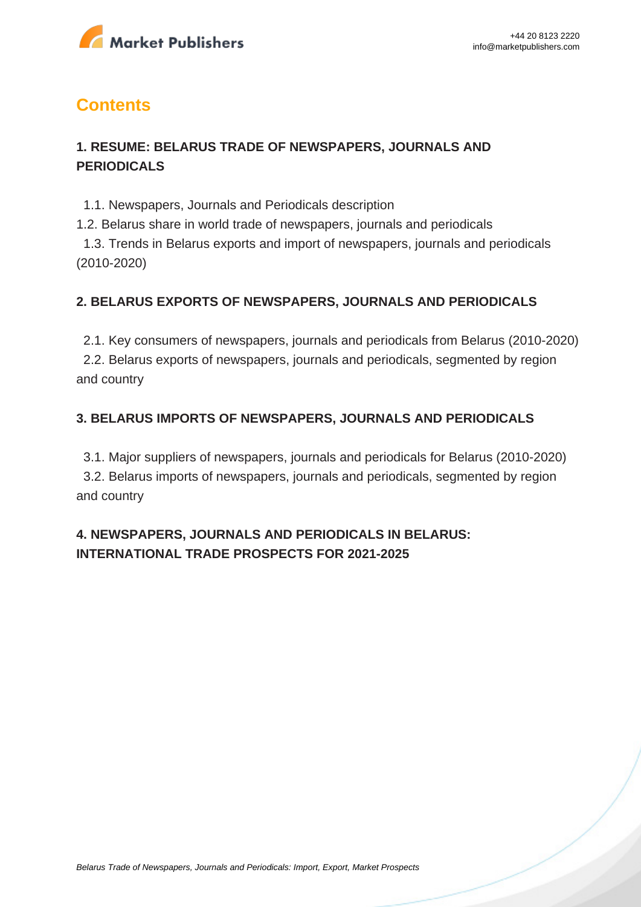# Contents

## 1. RESUME: BELARUS TRADE OF NEWSPAPERS, JOURNALS AND PERIODICALS

1.1. Newspapers, Journals and Periodicals description

1.2. Belarus share in world trade of newspapers, journals and periodicals

1.3. Trends in Belarus exports and import of newspapers, journals and periodicals (2010-2020)

## 2. BELARUS EXPORTS OF NEWSPAPERS, JOURNALS AND PERIODICALS

2.1. Key consumers of newspapers, journals and periodicals from Belarus (2010-2020)

2.2. Belarus exports of newspapers, journals and periodicals, segmented by region and country

## 3. BELARUS IMPORTS OF NEWSPAPERS, JOURNALS AND PERIODICALS

3.1. Major suppliers of newspapers, journals and periodicals for Belarus (2010-2020)

3.2. Belarus imports of newspapers, journals and periodicals, segmented by region and country

## 4. NEWSPAPERS, JOURNALS AND PERIODICALS IN BELARUS: INTERNATIONAL TRADE PROSPECTS FOR 2021-2025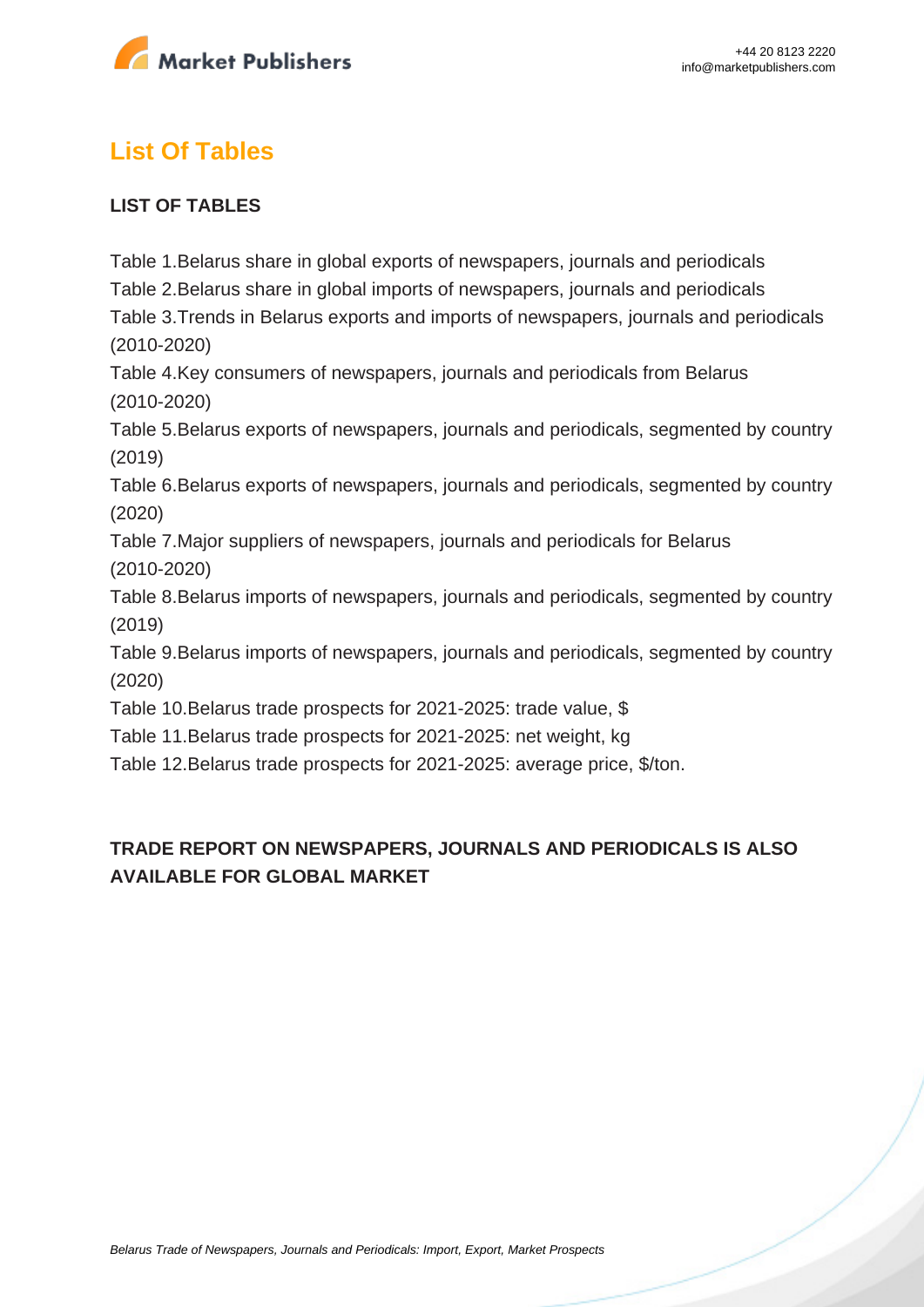## List Of Tables

### LIST OF TABLES

Table 1.Belarus share in global exports of newspapers, journals and periodicals
Table 2.Belarus share in global imports of newspapers, journals and periodicals
Table 3.Trends in Belarus exports and imports of newspapers, journals and periodicals (2010-2020)
Table 4.Key consumers of newspapers, journals and periodicals from Belarus (2010-2020)
Table 5.Belarus exports of newspapers, journals and periodicals, segmented by country (2019)
Table 6.Belarus exports of newspapers, journals and periodicals, segmented by country (2020)
Table 7.Major suppliers of newspapers, journals and periodicals for Belarus (2010-2020)
Table 8.Belarus imports of newspapers, journals and periodicals, segmented by country (2019)
Table 9.Belarus imports of newspapers, journals and periodicals, segmented by country (2020)
Table 10.Belarus trade prospects for 2021-2025: trade value, $
Table 11.Belarus trade prospects for 2021-2025: net weight, kg
Table 12.Belarus trade prospects for 2021-2025: average price, $/ton.

### TRADE REPORT ON NEWSPAPERS, JOURNALS AND PERIODICALS IS ALSO AVAILABLE FOR GLOBAL MARKET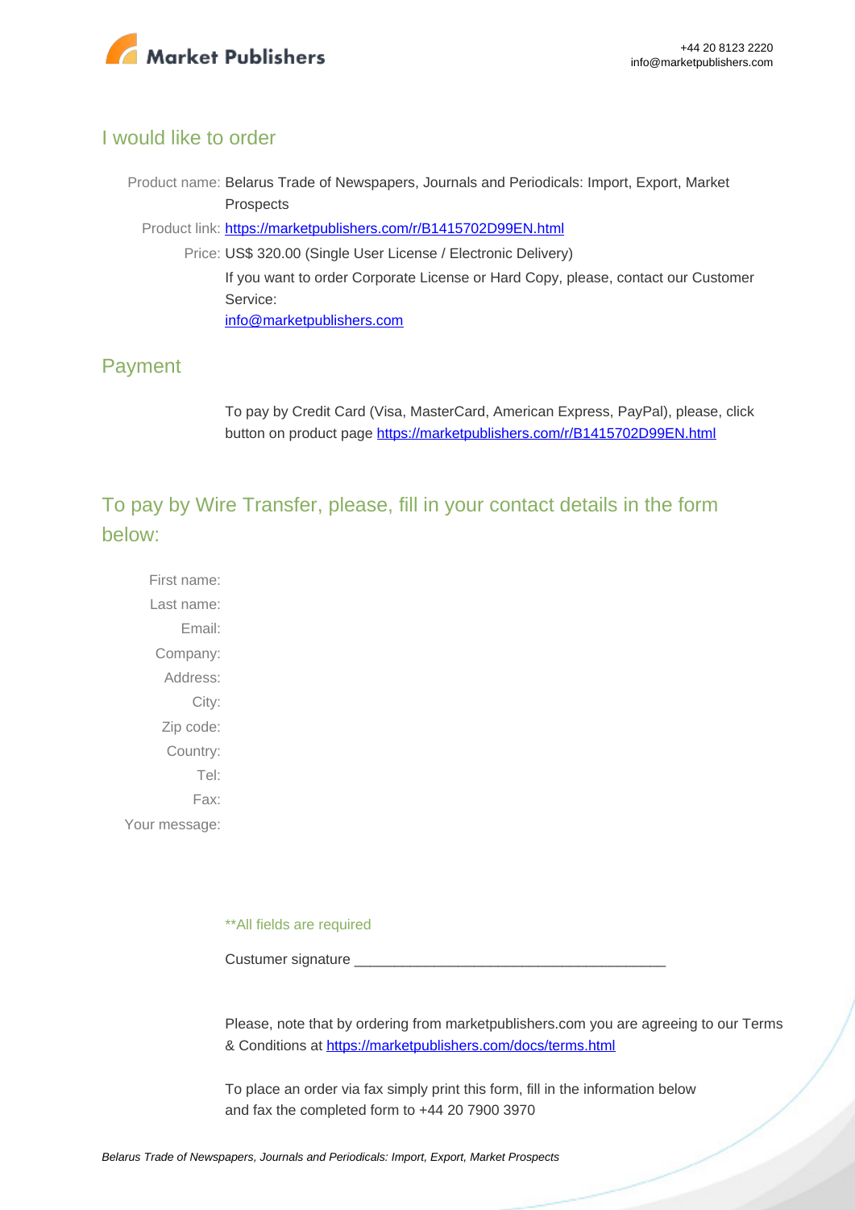## I would like to order

Product name: Belarus Trade of Newspapers, Journals and Periodicals: Import, Export, Market Prospects

Product link: [https://marketpublishers.com/r/B1415702D99EN.html](https://marketpublishers.com/r/B1415702D99EN.html)

Price: US$ 320.00 (Single User License / Electronic Delivery)

If you want to order Corporate License or Hard Copy, please, contact our Customer Service:

[info@marketpublishers.com](mailto:info@marketpublishers.com)

## Payment

To pay by Credit Card (Visa, MasterCard, American Express, PayPal), please, click button on product page [https://marketpublishers.com/r/B1415702D99EN.html](https://marketpublishers.com/r/B1415702D99EN.html)

## To pay by Wire Transfer, please, fill in your contact details in the form below:

First name:

Last name:

Email:

Company:

Address:

City:

Zip code:

Country:

Tel:

Fax:

Your message:

**All fields are required

Custumer signature _______________________________________

Please, note that by ordering from marketpublishers.com you are agreeing to our Terms & Conditions at [https://marketpublishers.com/docs/terms.html](https://marketpublishers.com/docs/terms.html)

To place an order via fax simply print this form, fill in the information below and fax the completed form to +44 20 7900 3970